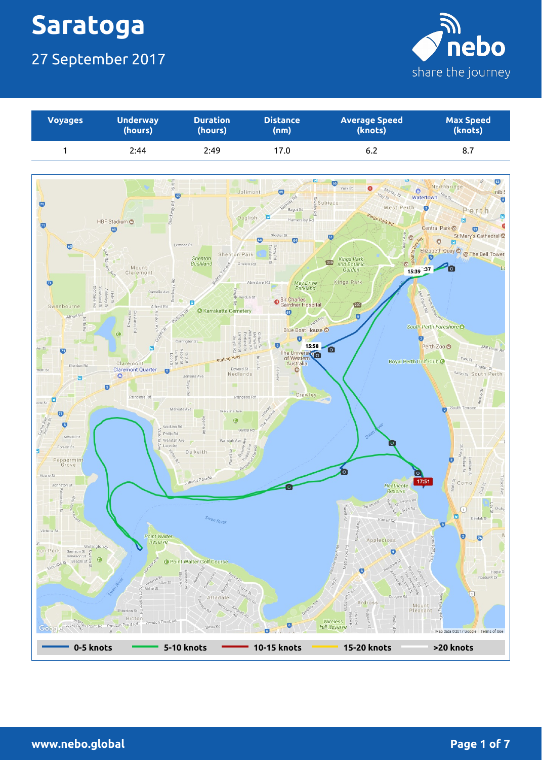# Saratoga

## 27 September 2017

| Voyages | Underway (hours) | Duration (hours) | Distance (nm) | Average Speed (knots) | Max Speed (knots) |
|---|---|---|---|---|---|
| 1 | 2:44 | 2:49 | 17.0 | 6.2 | 8.7 |

0-5 knots | 5-10 knots | 10-15 knots | 15-20 knots | >20 knots

www.nebo.global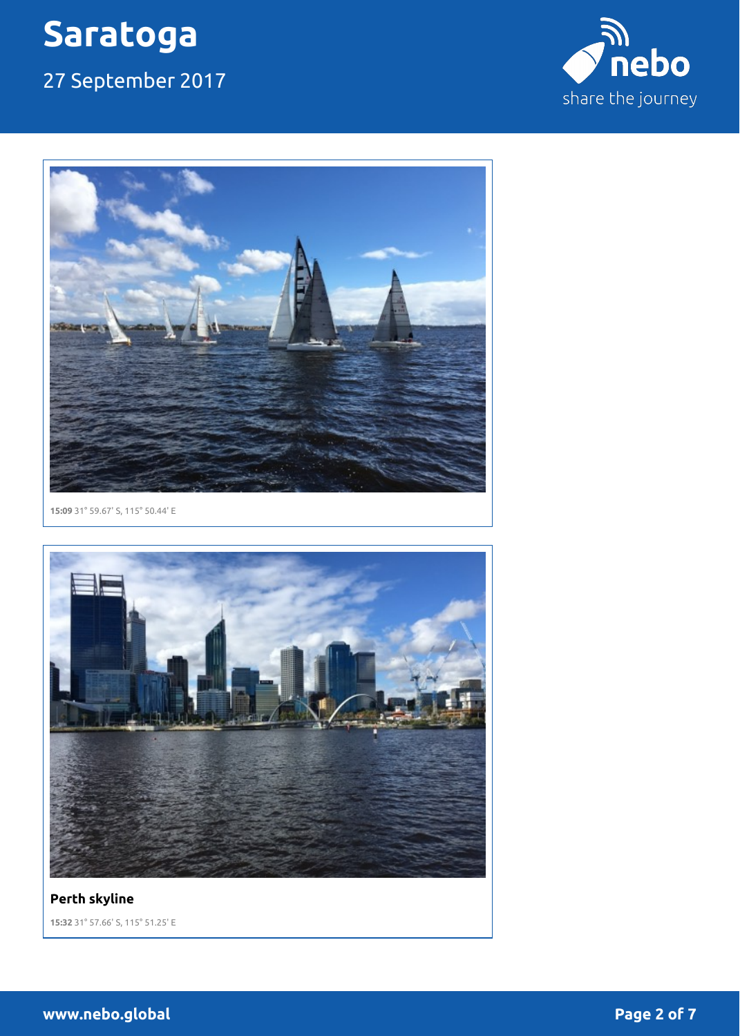**15:09** 31° 59.67' S, 115° 50.44' E

**Perth skyline**

**15:32** 31° 57.66' S, 115° 51.25' E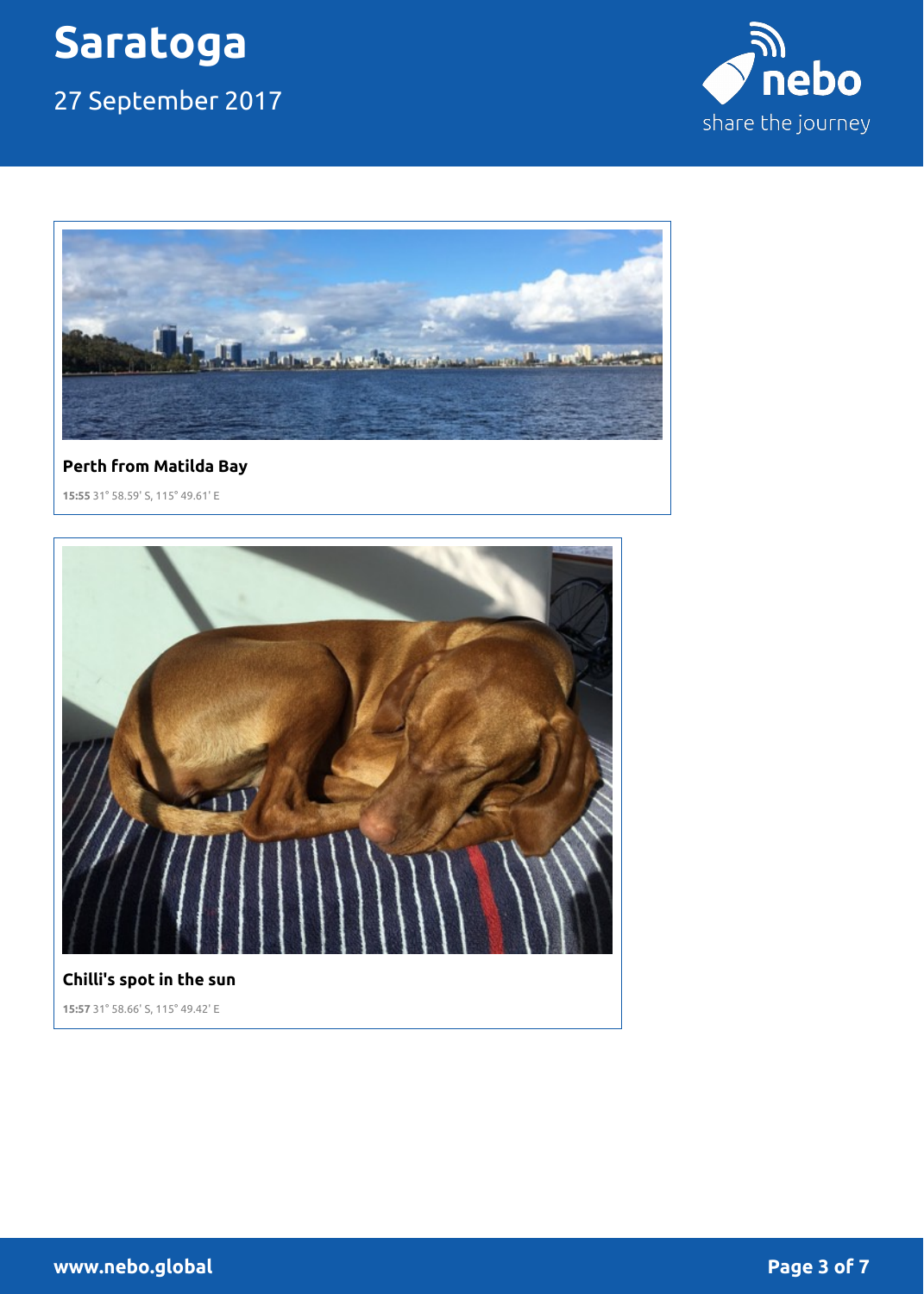# Saratoga

27 September 2017

**Perth from Matilda Bay**

**15:55** 31° 58.59' S, 115° 49.61' E

**Chilli's spot in the sun**

**15:57** 31° 58.66' S, 115° 49.42' E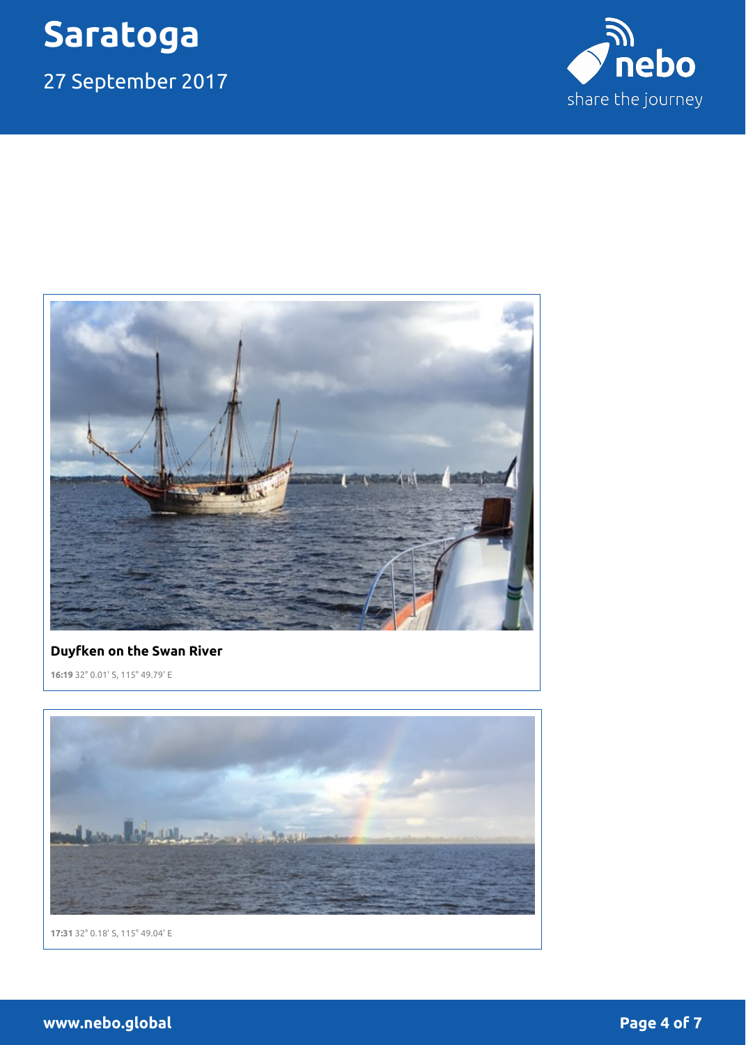**Duyfken on the Swan River**

**16:19** 32° 0.01' S, 115° 49.79' E

**17:31** 32° 0.18' S, 115° 49.04' E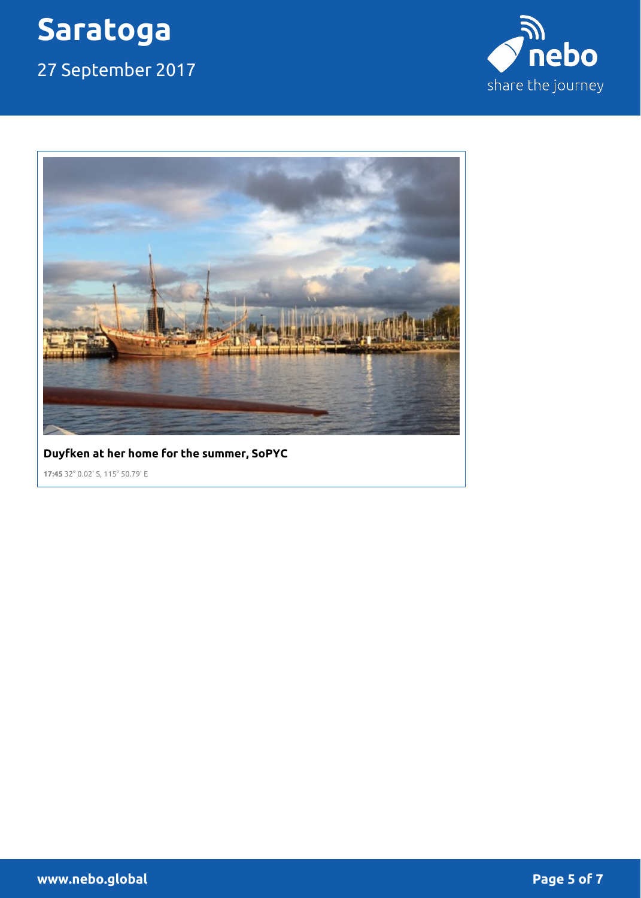**Duyfken at her home for the summer, SoPYC**

**17:45** 32° 0.02' S, 115° 50.79' E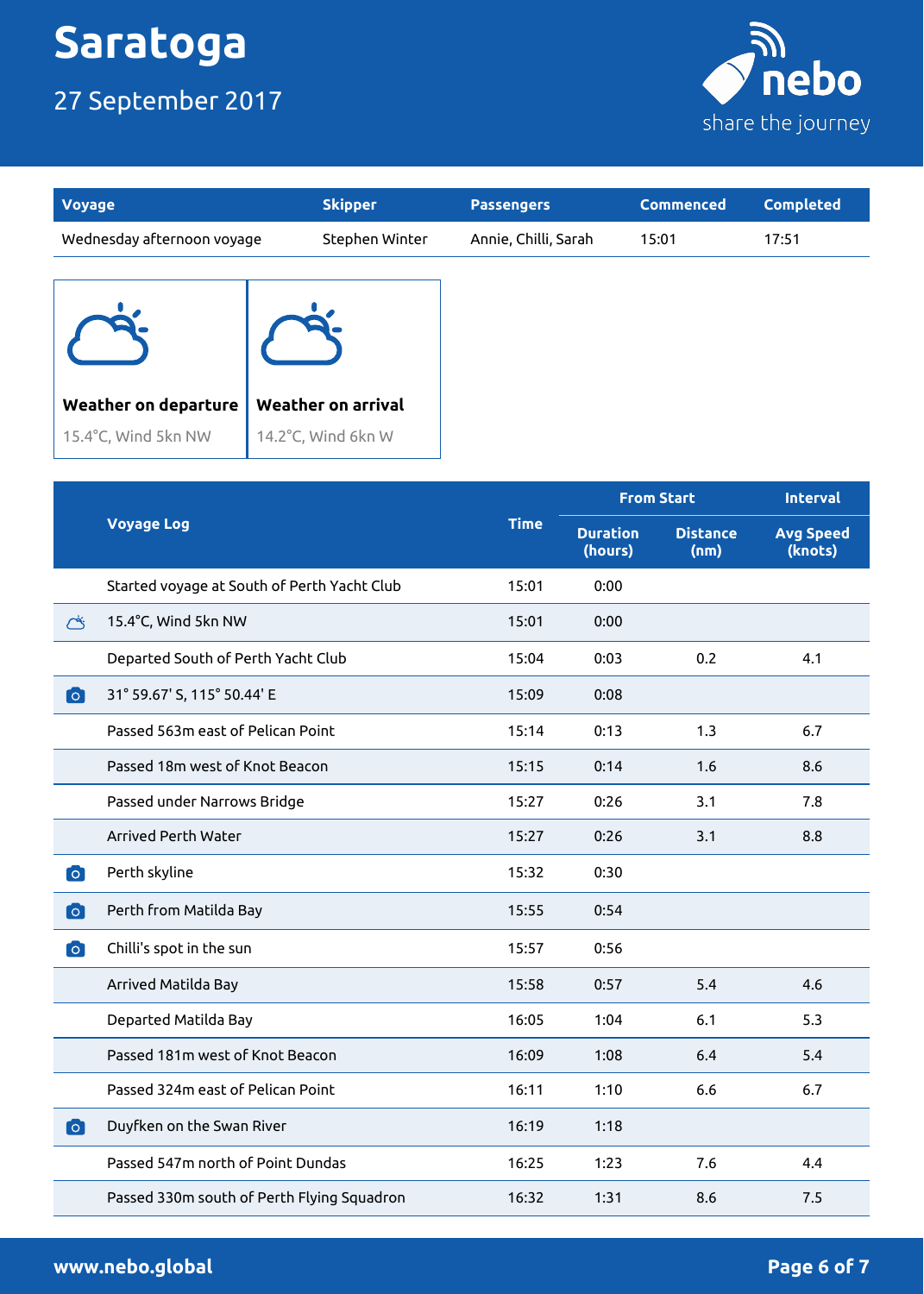# Saratoga

27 September 2017

nebo share the journey

| Voyage | Skipper | Passengers | Commenced | Completed |
| --- | --- | --- | --- | --- |
| Wednesday afternoon voyage | Stephen Winter | Annie, Chilli, Sarah | 15:01 | 17:51 |

| Weather on departure | Weather on arrival |
| --- | --- |
| 15.4°C, Wind 5kn NW | 14.2°C, Wind 6kn W |

| Voyage Log | Time | From Start | | Interval |
| --- | --- | --- | --- | --- |
| | | Duration (hours) | Distance (nm) | Avg Speed (knots) |
| Started voyage at South of Perth Yacht Club | 15:01 | 0:00 | | |
| 15.4°C, Wind 5kn NW | 15:01 | 0:00 | | |
| Departed South of Perth Yacht Club | 15:04 | 0:03 | 0.2 | 4.1 |
| 31° 59.67' S, 115° 50.44' E | 15:09 | 0:08 | | |
| Passed 563m east of Pelican Point | 15:14 | 0:13 | 1.3 | 6.7 |
| Passed 18m west of Knot Beacon | 15:15 | 0:14 | 1.6 | 8.6 |
| Passed under Narrows Bridge | 15:27 | 0:26 | 3.1 | 7.8 |
| Arrived Perth Water | 15:27 | 0:26 | 3.1 | 8.8 |
| Perth skyline | 15:32 | 0:30 | | |
| Perth from Matilda Bay | 15:55 | 0:54 | | |
| Chilli's spot in the sun | 15:57 | 0:56 | | |
| Arrived Matilda Bay | 15:58 | 0:57 | 5.4 | 4.6 |
| Departed Matilda Bay | 16:05 | 1:04 | 6.1 | 5.3 |
| Passed 181m west of Knot Beacon | 16:09 | 1:08 | 6.4 | 5.4 |
| Passed 324m east of Pelican Point | 16:11 | 1:10 | 6.6 | 6.7 |
| Duyfken on the Swan River | 16:19 | 1:18 | | |
| Passed 547m north of Point Dundas | 16:25 | 1:23 | 7.6 | 4.4 |
| Passed 330m south of Perth Flying Squadron | 16:32 | 1:31 | 8.6 | 7.5 |

www.nebo.global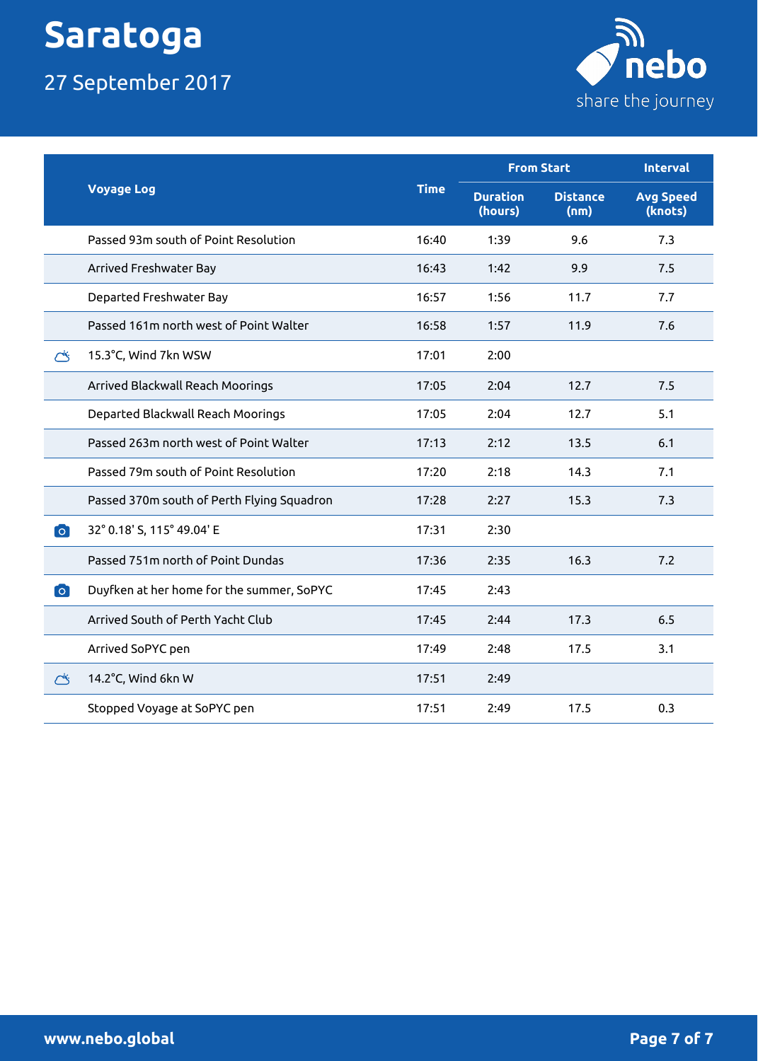# Saratoga

27 September 2017

| Voyage Log | Time | From Start | | Interval |
|---|---|---|---|---|
| | | Duration (hours) | Distance (nm) | Avg Speed (knots) |
| Passed 93m south of Point Resolution | 16:40 | 1:39 | 9.6 | 7.3 |
| Arrived Freshwater Bay | 16:43 | 1:42 | 9.9 | 7.5 |
| Departed Freshwater Bay | 16:57 | 1:56 | 11.7 | 7.7 |
| Passed 161m north west of Point Walter | 16:58 | 1:57 | 11.9 | 7.6 |
| 15.3°C, Wind 7kn WSW | 17:01 | 2:00 | | |
| Arrived Blackwall Reach Moorings | 17:05 | 2:04 | 12.7 | 7.5 |
| Departed Blackwall Reach Moorings | 17:05 | 2:04 | 12.7 | 5.1 |
| Passed 263m north west of Point Walter | 17:13 | 2:12 | 13.5 | 6.1 |
| Passed 79m south of Point Resolution | 17:20 | 2:18 | 14.3 | 7.1 |
| Passed 370m south of Perth Flying Squadron | 17:28 | 2:27 | 15.3 | 7.3 |
| 32° 0.18' S, 115° 49.04' E | 17:31 | 2:30 | | |
| Passed 751m north of Point Dundas | 17:36 | 2:35 | 16.3 | 7.2 |
| Duyfken at her home for the summer, SoPYC | 17:45 | 2:43 | | |
| Arrived South of Perth Yacht Club | 17:45 | 2:44 | 17.3 | 6.5 |
| Arrived SoPYC pen | 17:49 | 2:48 | 17.5 | 3.1 |
| 14.2°C, Wind 6kn W | 17:51 | 2:49 | | |
| Stopped Voyage at SoPYC pen | 17:51 | 2:49 | 17.5 | 0.3 |